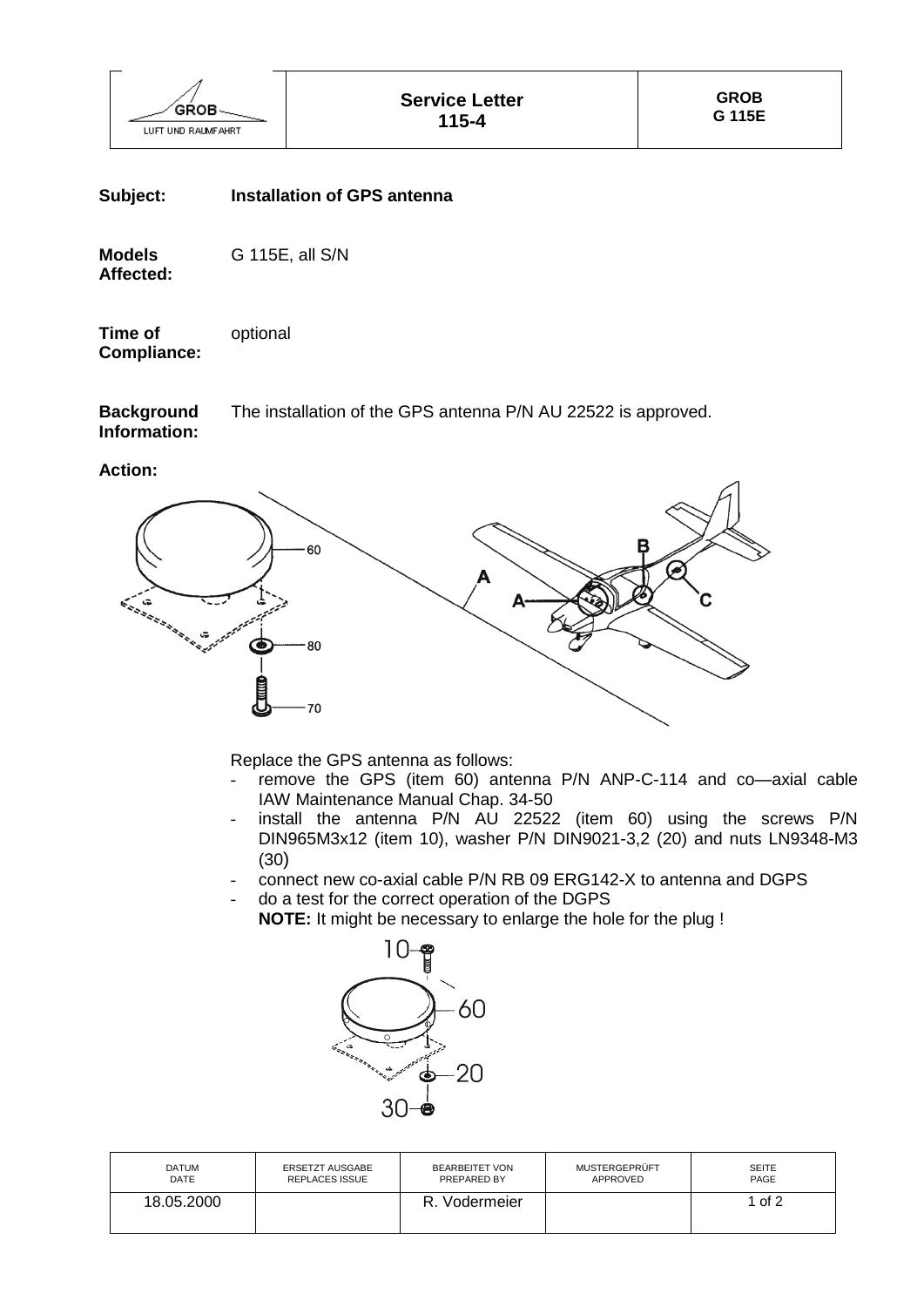| GROB LUFT UND RAUMFAHRT | **Service Letter 115-4** | **GROB G 115E** |
|---|---|---|

**Subject:** **Installation of GPS antenna**

**Models Affected:** G 115E, all S/N

**Time of Compliance:** optional

**Background Information:** The installation of the GPS antenna P/N AU 22522 is approved.

**Action:**

Replace the GPS antenna as follows:

- remove the GPS (item 60) antenna P/N ANP-C-114 and co—axial cable IAW Maintenance Manual Chap. 34-50
- install the antenna P/N AU 22522 (item 60) using the screws P/N DIN965M3x12 (item 10), washer P/N DIN9021-3,2 (20) and nuts LN9348-M3 (30)
- connect new co-axial cable P/N RB 09 ERG142-X to antenna and DGPS
- do a test for the correct operation of the DGPS
  **NOTE:** It might be necessary to enlarge the hole for the plug !

| DATUM DATE | ERSETZT AUSGABE REPLACES ISSUE | BEARBEITET VON PREPARED BY | MUSTERGEPRÜFT APPROVED | SEITE PAGE |
|---|---|---|---|---|
| 18.05.2000 | | R. Vodermeier | | 1 of 2 |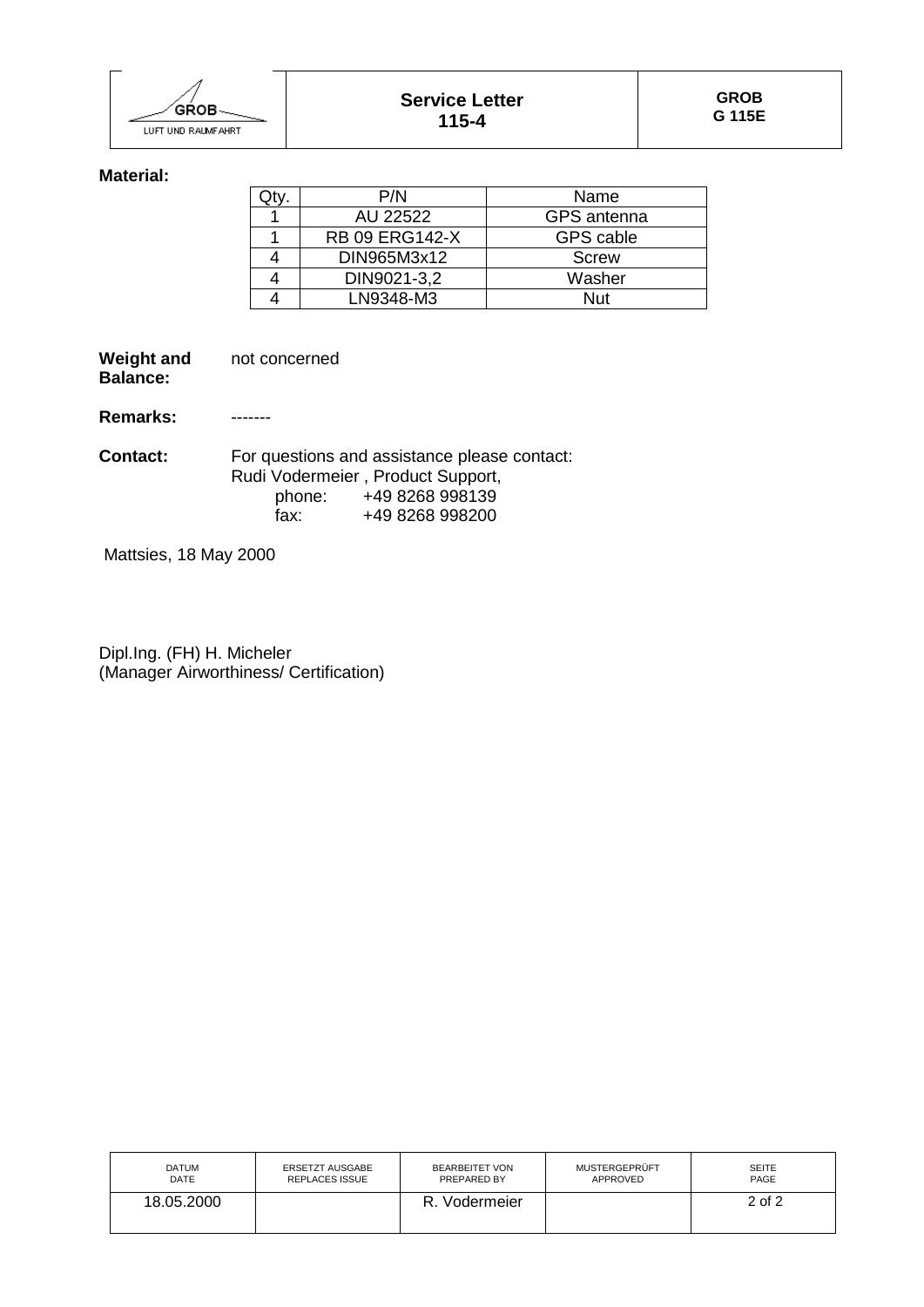**Material:**

| Qty. | P/N | Name |
|---|---|---|
| 1 | AU 22522 | GPS antenna |
| 1 | RB 09 ERG142-X | GPS cable |
| 4 | DIN965M3x12 | Screw |
| 4 | DIN9021-3,2 | Washer |
| 4 | LN9348-M3 | Nut |

**Weight and Balance:** not concerned

**Remarks:** -------

**Contact:** For questions and assistance please contact:
Rudi Vodermeier , Product Support,
phone: +49 8268 998139
fax: +49 8268 998200

Mattsies, 18 May 2000

Dipl.Ing. (FH) H. Micheler
(Manager Airworthiness/ Certification)

| DATUM DATE | ERSETZT AUSGABE REPLACES ISSUE | BEARBEITET VON PREPARED BY | MUSTERGEPRÜFT APPROVED | SEITE PAGE |
|---|---|---|---|---|
| 18.05.2000 | | R. Vodermeier | | 2 of 2 |